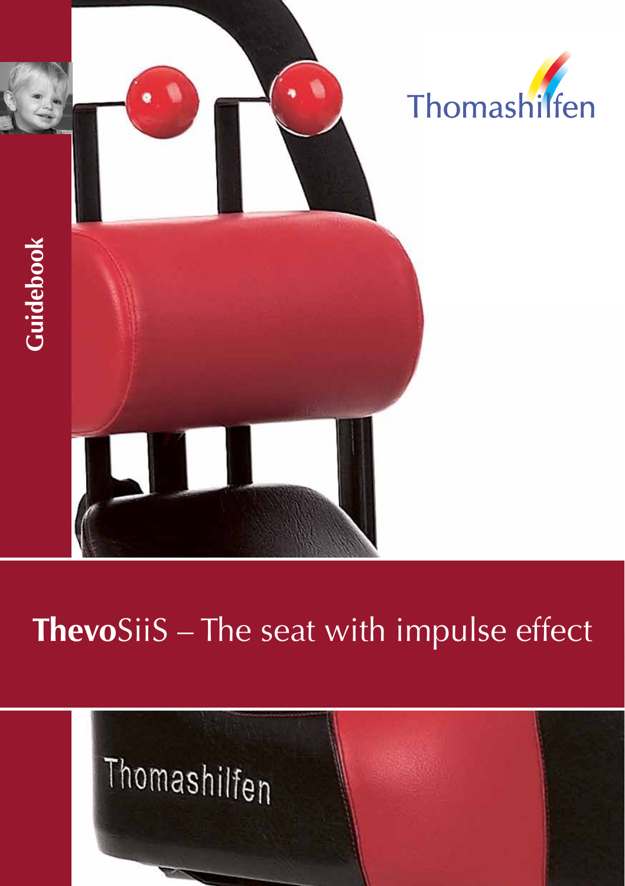Thomashilfen

Guidebook

# **Thevo**SiiS – The seat with impulse effect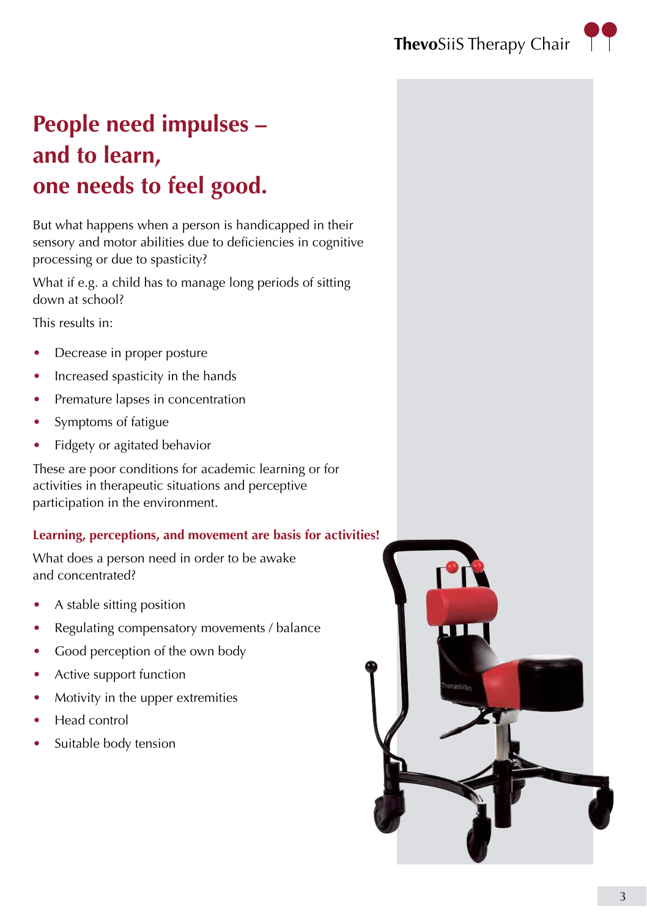# People need impulses – and to learn, one needs to feel good.

But what happens when a person is handicapped in their sensory and motor abilities due to deficiencies in cognitive processing or due to spasticity?

What if e.g. a child has to manage long periods of sitting down at school?

This results in:

- Decrease in proper posture
- Increased spasticity in the hands
- Premature lapses in concentration
- Symptoms of fatigue
- Fidgety or agitated behavior

These are poor conditions for academic learning or for activities in therapeutic situations and perceptive participation in the environment.

**Learning, perceptions, and movement are basis for activities!**

What does a person need in order to be awake and concentrated?

- A stable sitting position
- Regulating compensatory movements / balance
- Good perception of the own body
- Active support function
- Motivity in the upper extremities
- Head control
- Suitable body tension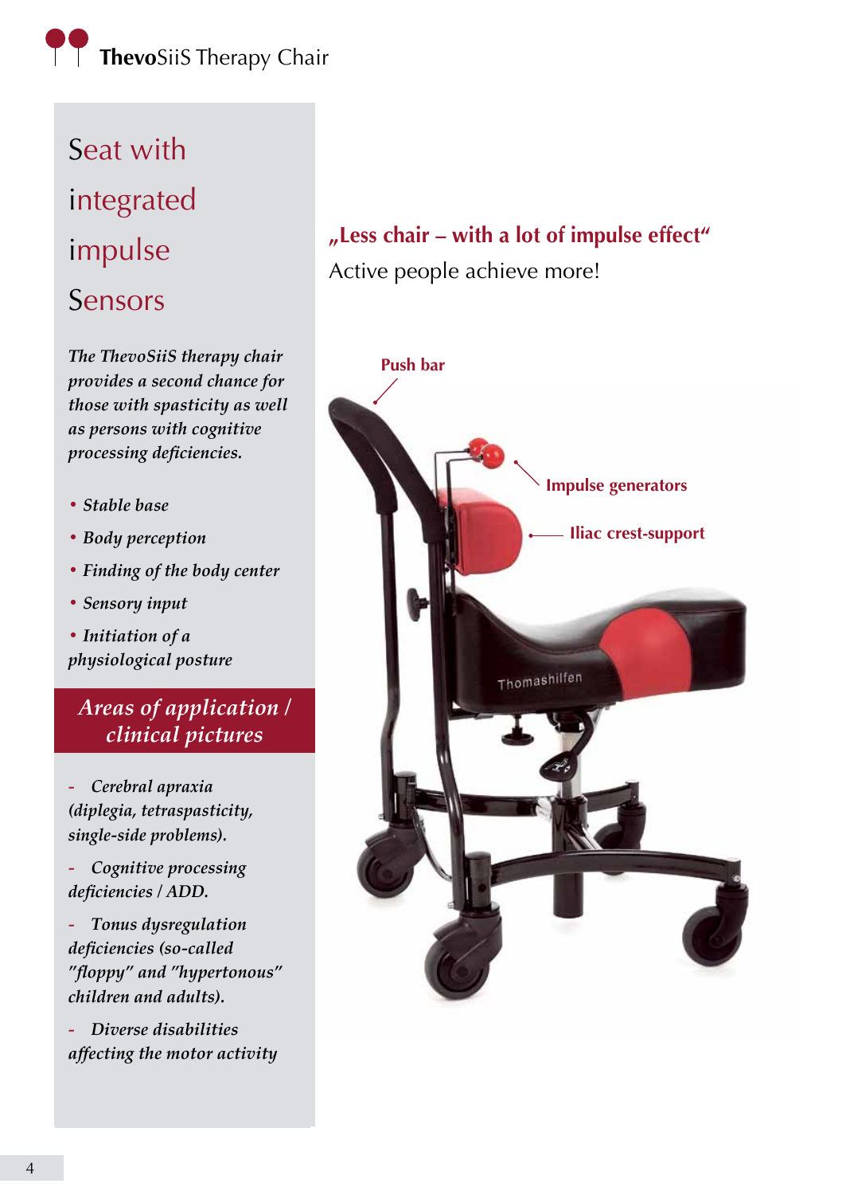# Seat with integrated impulse Sensors

*The ThevoSiiS therapy chair provides a second chance for those with spasticity as well as persons with cognitive processing deficiencies.*

- *Stable base*
- *Body perception*
- *Finding of the body center*
- *Sensory input*
- *Initiation of a physiological posture*

## *Areas of application / clinical pictures*

- *Cerebral apraxia (diplegia, tetraspasticity, single-side problems).*
- *Cognitive processing deficiencies / ADD.*
- *Tonus dysregulation deficiencies (so-called "floppy" and "hypertonous" children and adults).*
- *Diverse disabilities affecting the motor activity*

## „Less chair – with a lot of impulse effect“

Active people achieve more!

**Push bar**

**Impulse generators**

**Iliac crest-support**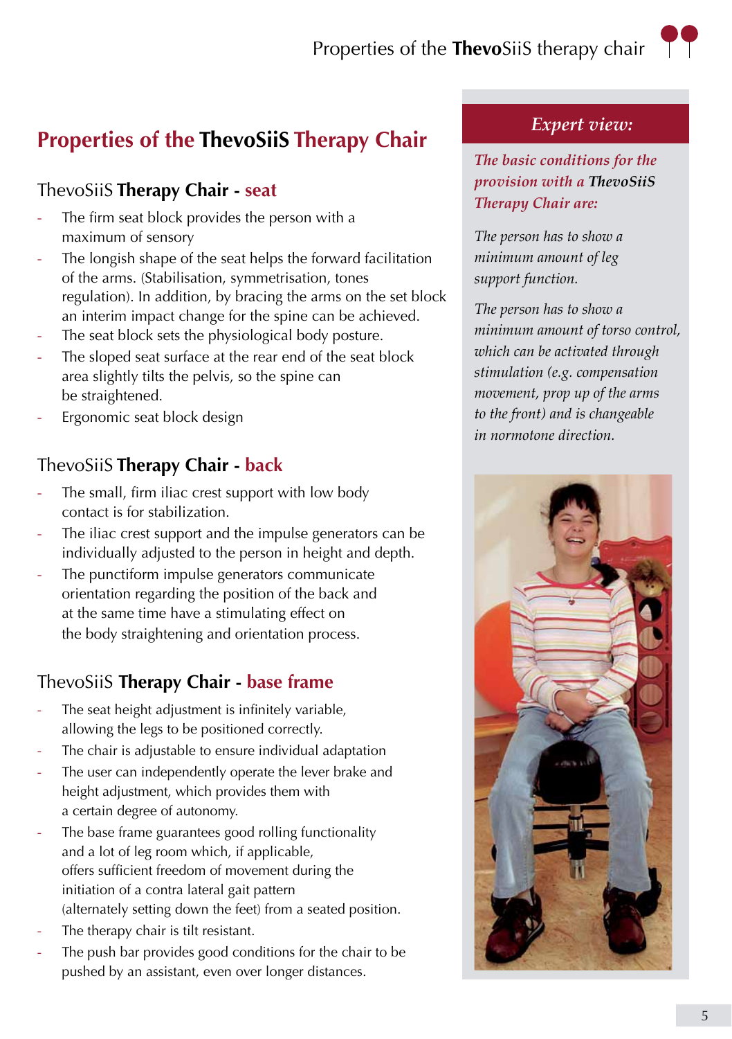# Properties of the **ThevoSiiS** Therapy Chair

## ThevoSiiS **Therapy Chair** - seat

- The firm seat block provides the person with a maximum of sensory
- The longish shape of the seat helps the forward facilitation of the arms. (Stabilisation, symmetrisation, tones regulation). In addition, by bracing the arms on the set block an interim impact change for the spine can be achieved.
- The seat block sets the physiological body posture.
- The sloped seat surface at the rear end of the seat block area slightly tilts the pelvis, so the spine can be straightened.
- Ergonomic seat block design

## ThevoSiiS **Therapy Chair** - back

- The small, firm iliac crest support with low body contact is for stabilization.
- The iliac crest support and the impulse generators can be individually adjusted to the person in height and depth.
- The punctiform impulse generators communicate orientation regarding the position of the back and at the same time have a stimulating effect on the body straightening and orientation process.

## ThevoSiiS **Therapy Chair** - base frame

- The seat height adjustment is infinitely variable, allowing the legs to be positioned correctly.
- The chair is adjustable to ensure individual adaptation
- The user can independently operate the lever brake and height adjustment, which provides them with a certain degree of autonomy.
- The base frame guarantees good rolling functionality and a lot of leg room which, if applicable, offers sufficient freedom of movement during the initiation of a contra lateral gait pattern (alternately setting down the feet) from a seated position.
- The therapy chair is tilt resistant.
- The push bar provides good conditions for the chair to be pushed by an assistant, even over longer distances.

### *Expert view:*

***The basic conditions for the provision with a ThevoSiiS Therapy Chair are:***

*The person has to show a minimum amount of leg support function.*

*The person has to show a minimum amount of torso control, which can be activated through stimulation (e.g. compensation movement, prop up of the arms to the front) and is changeable in normotone direction.*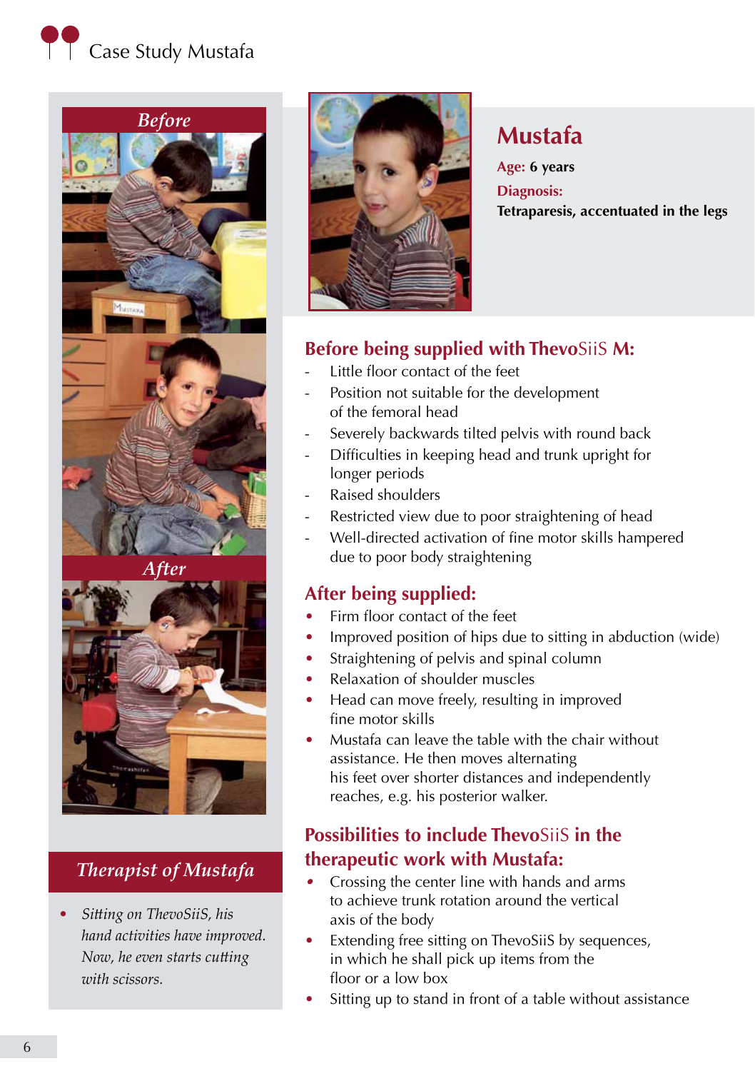# Case Study Mustafa

*Before*

*After*

## Mustafa

**Age:** 6 years

**Diagnosis:**

**Tetraparesis, accentuated in the legs**

### Before being supplied with ThevoSiiS M:

- Little floor contact of the feet
- Position not suitable for the development of the femoral head
- Severely backwards tilted pelvis with round back
- Difficulties in keeping head and trunk upright for longer periods
- Raised shoulders
- Restricted view due to poor straightening of head
- Well-directed activation of fine motor skills hampered due to poor body straightening

### After being supplied:

- Firm floor contact of the feet
- Improved position of hips due to sitting in abduction (wide)
- Straightening of pelvis and spinal column
- Relaxation of shoulder muscles
- Head can move freely, resulting in improved fine motor skills
- Mustafa can leave the table with the chair without assistance. He then moves alternating his feet over shorter distances and independently reaches, e.g. his posterior walker.

### Possibilities to include ThevoSiiS in the therapeutic work with Mustafa:

- Crossing the center line with hands and arms to achieve trunk rotation around the vertical axis of the body
- Extending free sitting on ThevoSiiS by sequences, in which he shall pick up items from the floor or a low box
- Sitting up to stand in front of a table without assistance

### *Therapist of Mustafa*

- *Sitting on ThevoSiiS, his hand activities have improved. Now, he even starts cutting with scissors.*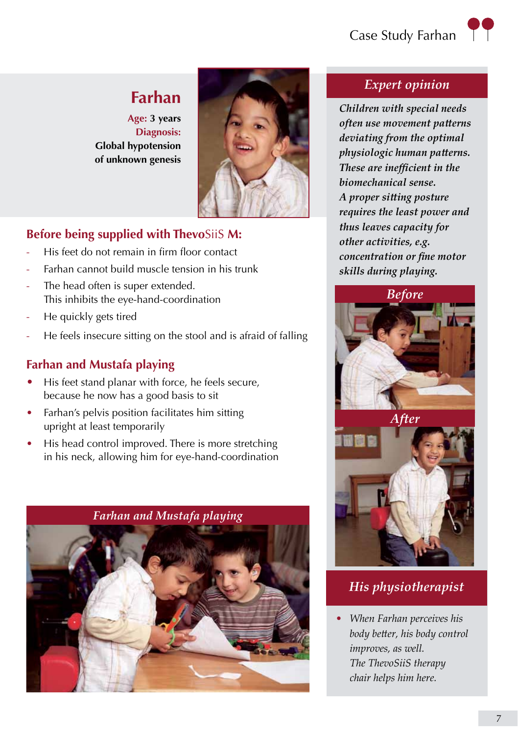# Farhan

**Age:** 3 years
**Diagnosis:**
**Global hypotension of unknown genesis**

## Before being supplied with ThevoSiiS M:

- His feet do not remain in firm floor contact
- Farhan cannot build muscle tension in his trunk
- The head often is super extended. This inhibits the eye-hand-coordination
- He quickly gets tired
- He feels insecure sitting on the stool and is afraid of falling

## Farhan and Mustafa playing

- His feet stand planar with force, he feels secure, because he now has a good basis to sit
- Farhan's pelvis position facilitates him sitting upright at least temporarily
- His head control improved. There is more stretching in his neck, allowing him for eye-hand-coordination

*Farhan and Mustafa playing*

## *Expert opinion*

*Children with special needs often use movement patterns deviating from the optimal physiologic human patterns. These are inefficient in the biomechanical sense.*
*A proper sitting posture requires the least power and thus leaves capacity for other activities, e.g. concentration or fine motor skills during playing.*

*Before*

*After*

## *His physiotherapist*

- *When Farhan perceives his body better, his body control improves, as well. The ThevoSiiS therapy chair helps him here.*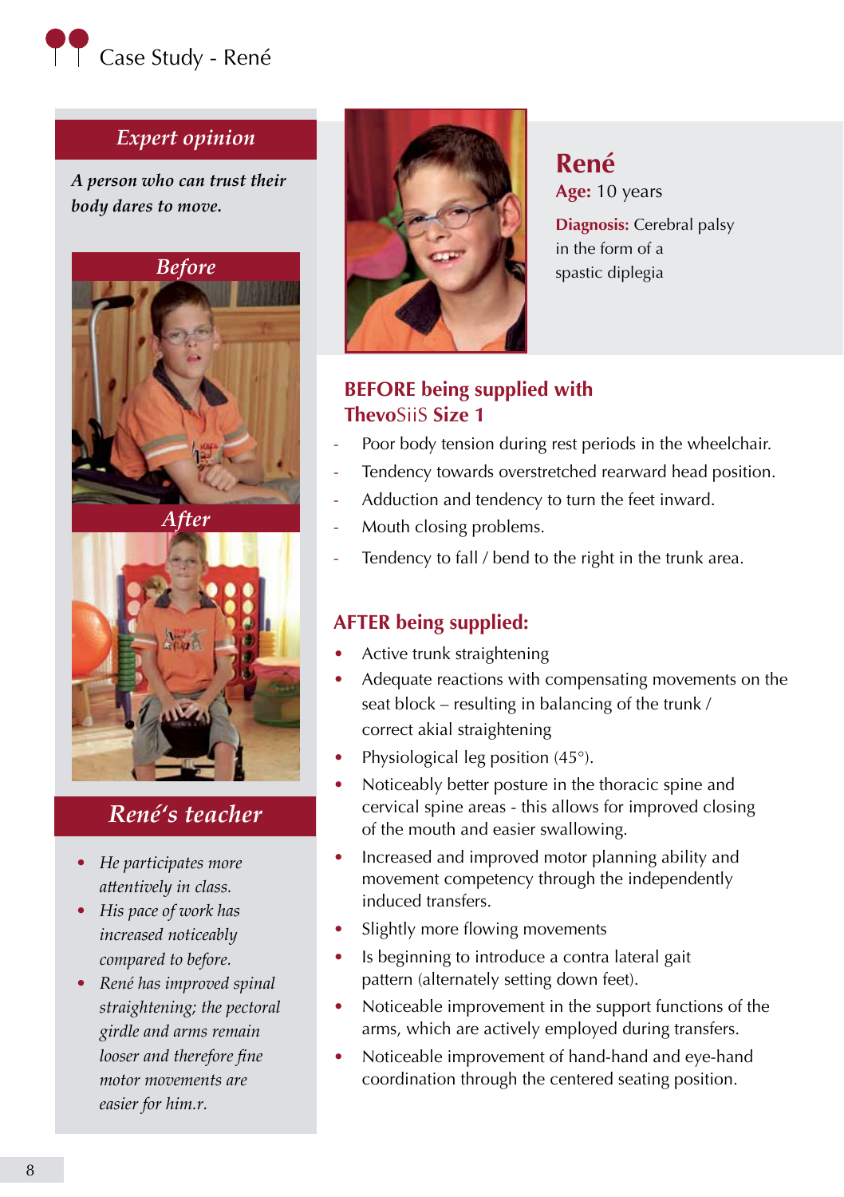# Case Study - René

## *Expert opinion*

***A person who can trust their body dares to move.***

*Before*

*After*

## *René's teacher*

- *He participates more attentively in class.*
- *His pace of work has increased noticeably compared to before.*
- *René has improved spinal straightening; the pectoral girdle and arms remain looser and therefore fine motor movements are easier for him.r.*

## René

**Age:** 10 years

**Diagnosis:** Cerebral palsy in the form of a spastic diplegia

### BEFORE being supplied with ThevoSiiS Size 1

- Poor body tension during rest periods in the wheelchair.
- Tendency towards overstretched rearward head position.
- Adduction and tendency to turn the feet inward.
- Mouth closing problems.
- Tendency to fall / bend to the right in the trunk area.

### AFTER being supplied:

- Active trunk straightening
- Adequate reactions with compensating movements on the seat block – resulting in balancing of the trunk / correct akial straightening
- Physiological leg position (45°).
- Noticeably better posture in the thoracic spine and cervical spine areas - this allows for improved closing of the mouth and easier swallowing.
- Increased and improved motor planning ability and movement competency through the independently induced transfers.
- Slightly more flowing movements
- Is beginning to introduce a contra lateral gait pattern (alternately setting down feet).
- Noticeable improvement in the support functions of the arms, which are actively employed during transfers.
- Noticeable improvement of hand-hand and eye-hand coordination through the centered seating position.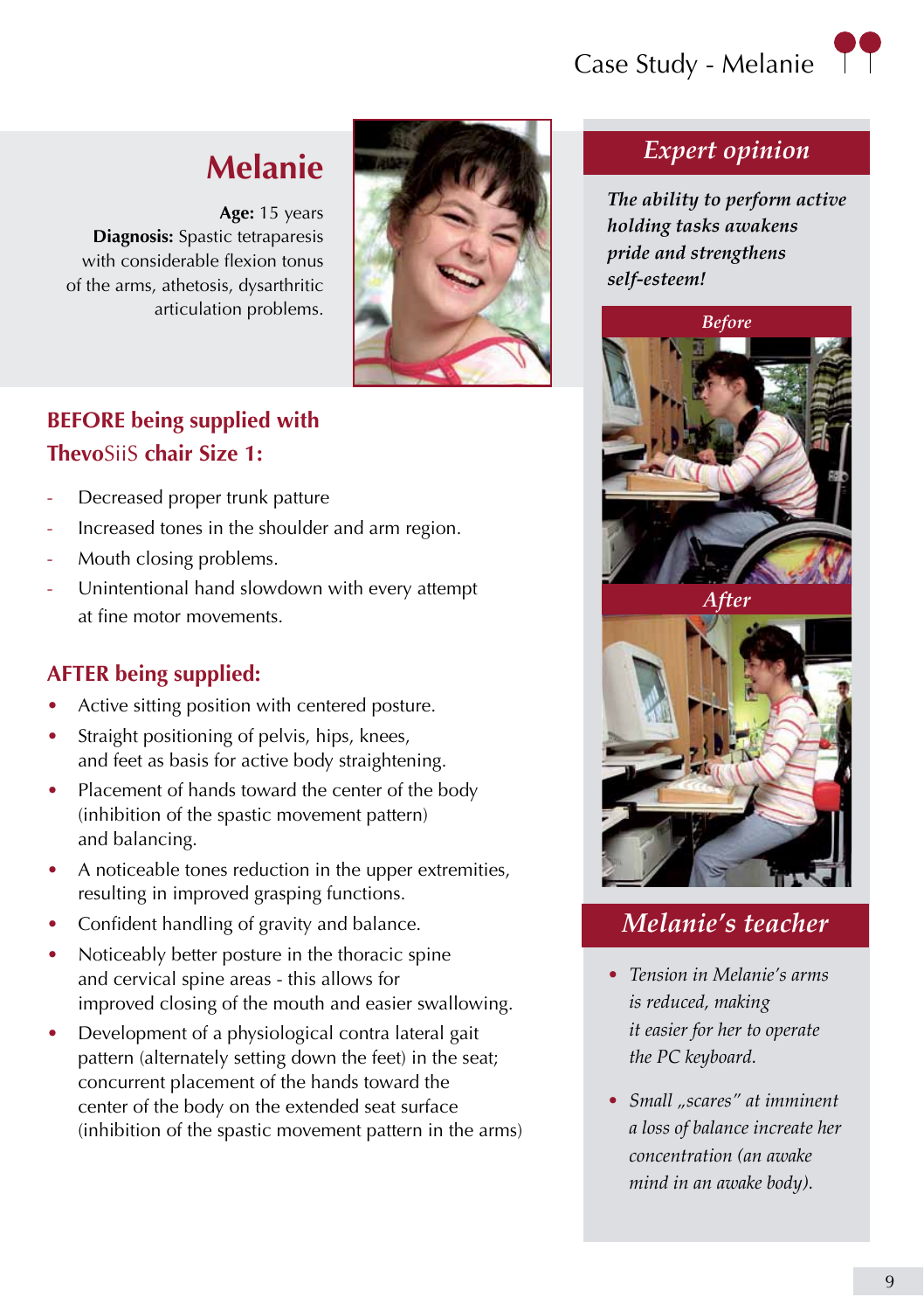# Melanie

**Age:** 15 years
**Diagnosis:** Spastic tetraparesis with considerable flexion tonus of the arms, athetosis, dysarthritic articulation problems.

## BEFORE being supplied with ThevoSiiS chair Size 1:

- Decreased proper trunk patture
- Increased tones in the shoulder and arm region.
- Mouth closing problems.
- Unintentional hand slowdown with every attempt at fine motor movements.

## AFTER being supplied:

- Active sitting position with centered posture.
- Straight positioning of pelvis, hips, knees, and feet as basis for active body straightening.
- Placement of hands toward the center of the body (inhibition of the spastic movement pattern) and balancing.
- A noticeable tones reduction in the upper extremities, resulting in improved grasping functions.
- Confident handling of gravity and balance.
- Noticeably better posture in the thoracic spine and cervical spine areas - this allows for improved closing of the mouth and easier swallowing.
- Development of a physiological contra lateral gait pattern (alternately setting down the feet) in the seat; concurrent placement of the hands toward the center of the body on the extended seat surface (inhibition of the spastic movement pattern in the arms)

## Expert opinion

*The ability to perform active holding tasks awakens pride and strengthens self-esteem!*

*Before*

*After*

## Melanie's teacher

- *Tension in Melanie's arms is reduced, making it easier for her to operate the PC keyboard.*
- *Small „scares" at imminent a loss of balance increate her concentration (an awake mind in an awake body).*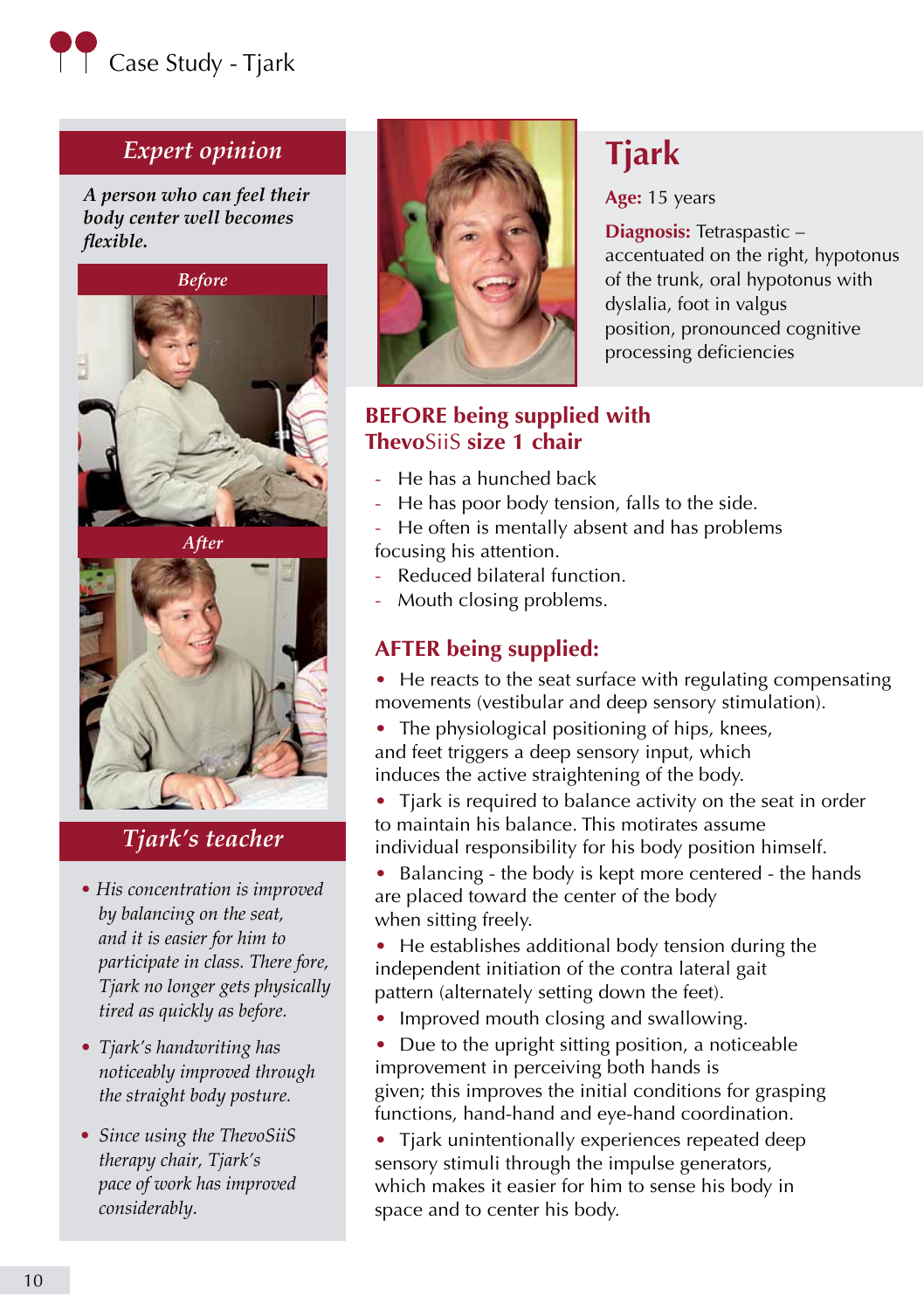# Case Study - Tjark

## Expert opinion

***A person who can feel their body center well becomes flexible.***

*Before*

*After*

## *Tjark's teacher*

- *His concentration is improved by balancing on the seat, and it is easier for him to participate in class. There fore, Tjark no longer gets physically tired as quickly as before.*
- *Tjark's handwriting has noticeably improved through the straight body posture.*
- *Since using the ThevoSiiS therapy chair, Tjark's pace of work has improved considerably.*

## Tjark

**Age:** 15 years

**Diagnosis:** Tetraspastic – accentuated on the right, hypotonus of the trunk, oral hypotonus with dyslalia, foot in valgus position, pronounced cognitive processing deficiencies

### BEFORE being supplied with ThevoSiiS size 1 chair

- He has a hunched back
- He has poor body tension, falls to the side.
- He often is mentally absent and has problems focusing his attention.
- Reduced bilateral function.
- Mouth closing problems.

### AFTER being supplied:

- He reacts to the seat surface with regulating compensating movements (vestibular and deep sensory stimulation).
- The physiological positioning of hips, knees, and feet triggers a deep sensory input, which induces the active straightening of the body.
- Tjark is required to balance activity on the seat in order to maintain his balance. This motirates assume individual responsibility for his body position himself.
- Balancing - the body is kept more centered - the hands are placed toward the center of the body when sitting freely.
- He establishes additional body tension during the independent initiation of the contra lateral gait pattern (alternately setting down the feet).
- Improved mouth closing and swallowing.
- Due to the upright sitting position, a noticeable improvement in perceiving both hands is given; this improves the initial conditions for grasping functions, hand-hand and eye-hand coordination.
- Tjark unintentionally experiences repeated deep sensory stimuli through the impulse generators, which makes it easier for him to sense his body in space and to center his body.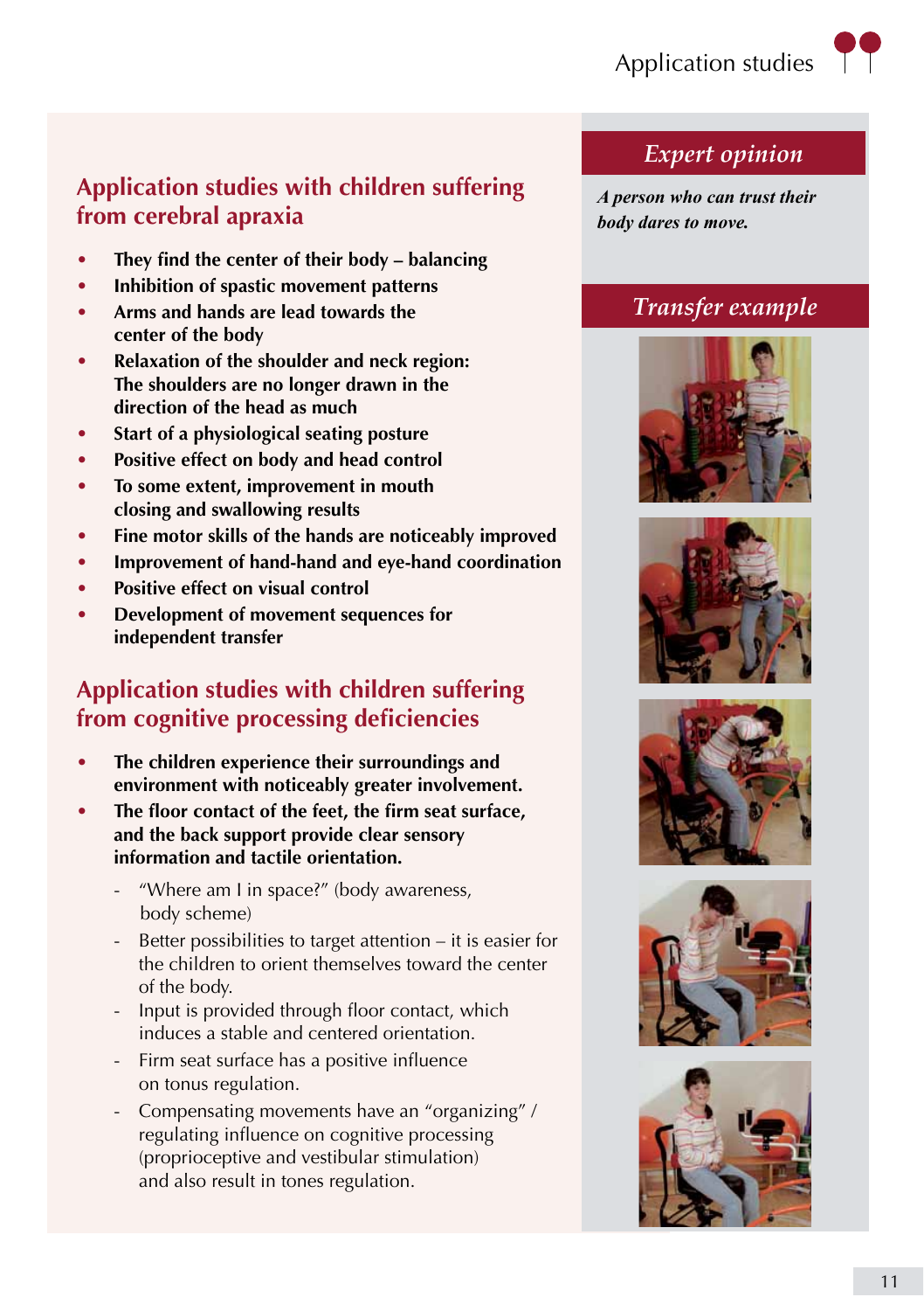## Application studies with children suffering from cerebral apraxia

- **They find the center of their body – balancing**
- **Inhibition of spastic movement patterns**
- **Arms and hands are lead towards the center of the body**
- **Relaxation of the shoulder and neck region: The shoulders are no longer drawn in the direction of the head as much**
- **Start of a physiological seating posture**
- **Positive effect on body and head control**
- **To some extent, improvement in mouth closing and swallowing results**
- **Fine motor skills of the hands are noticeably improved**
- **Improvement of hand-hand and eye-hand coordination**
- **Positive effect on visual control**
- **Development of movement sequences for independent transfer**

## Application studies with children suffering from cognitive processing deficiencies

- **The children experience their surroundings and environment with noticeably greater involvement.**
- **The floor contact of the feet, the firm seat surface, and the back support provide clear sensory information and tactile orientation.**
  - "Where am I in space?" (body awareness, body scheme)
  - Better possibilities to target attention – it is easier for the children to orient themselves toward the center of the body.
  - Input is provided through floor contact, which induces a stable and centered orientation.
  - Firm seat surface has a positive influence on tonus regulation.
  - Compensating movements have an "organizing" / regulating influence on cognitive processing (proprioceptive and vestibular stimulation) and also result in tones regulation.

### *Expert opinion*

***A person who can trust their body dares to move.***

### *Transfer example*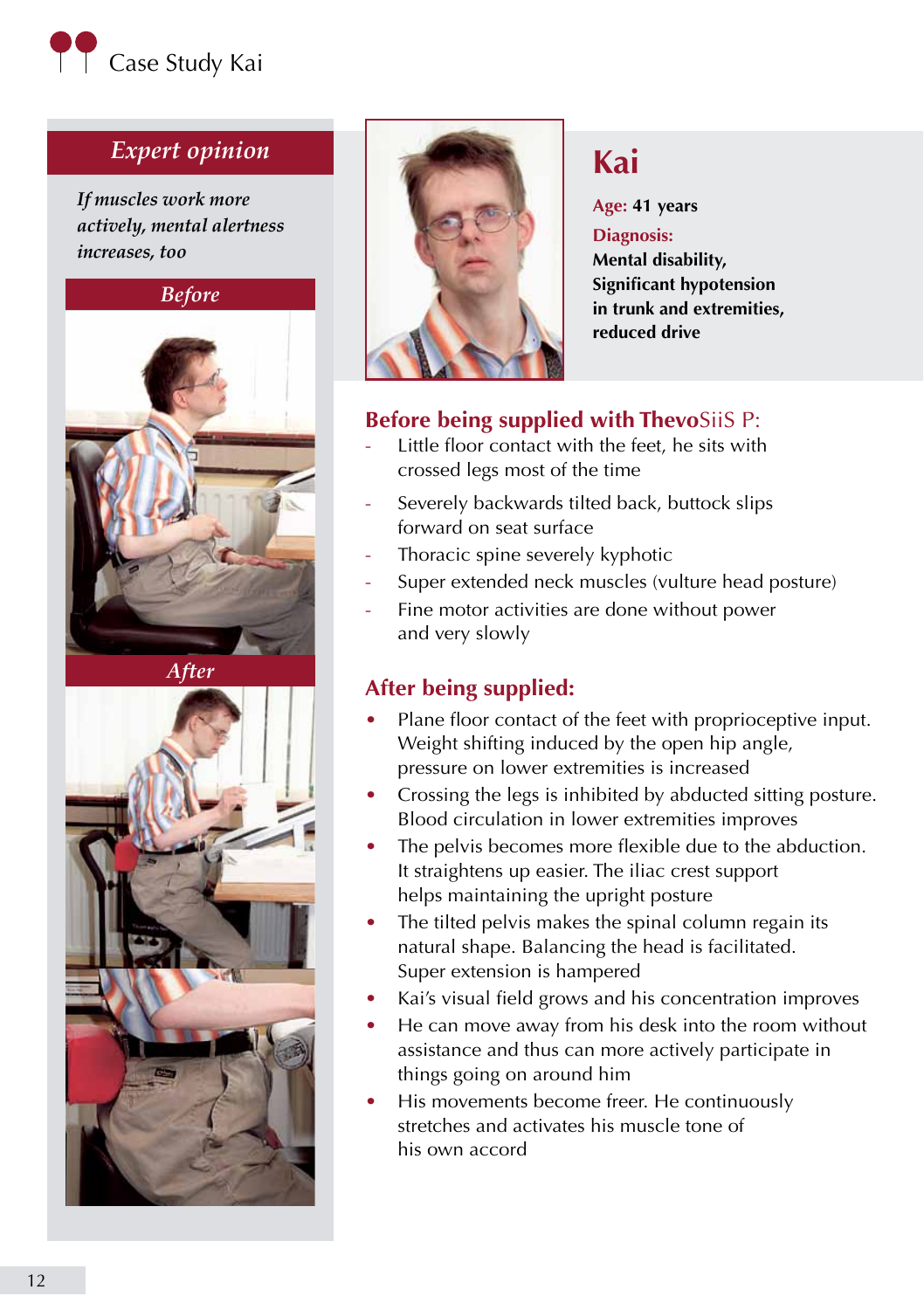# Case Study Kai

## *Expert opinion*

*If muscles work more actively, mental alertness increases, too*

*Before*

*After*

## Kai

**Age: 41 years**

**Diagnosis:**
**Mental disability, Significant hypotension in trunk and extremities, reduced drive**

### Before being supplied with ThevoSiiS P:

- Little floor contact with the feet, he sits with crossed legs most of the time
- Severely backwards tilted back, buttock slips forward on seat surface
- Thoracic spine severely kyphotic
- Super extended neck muscles (vulture head posture)
- Fine motor activities are done without power and very slowly

### After being supplied:

- Plane floor contact of the feet with proprioceptive input. Weight shifting induced by the open hip angle, pressure on lower extremities is increased
- Crossing the legs is inhibited by abducted sitting posture. Blood circulation in lower extremities improves
- The pelvis becomes more flexible due to the abduction. It straightens up easier. The iliac crest support helps maintaining the upright posture
- The tilted pelvis makes the spinal column regain its natural shape. Balancing the head is facilitated. Super extension is hampered
- Kai's visual field grows and his concentration improves
- He can move away from his desk into the room without assistance and thus can more actively participate in things going on around him
- His movements become freer. He continuously stretches and activates his muscle tone of his own accord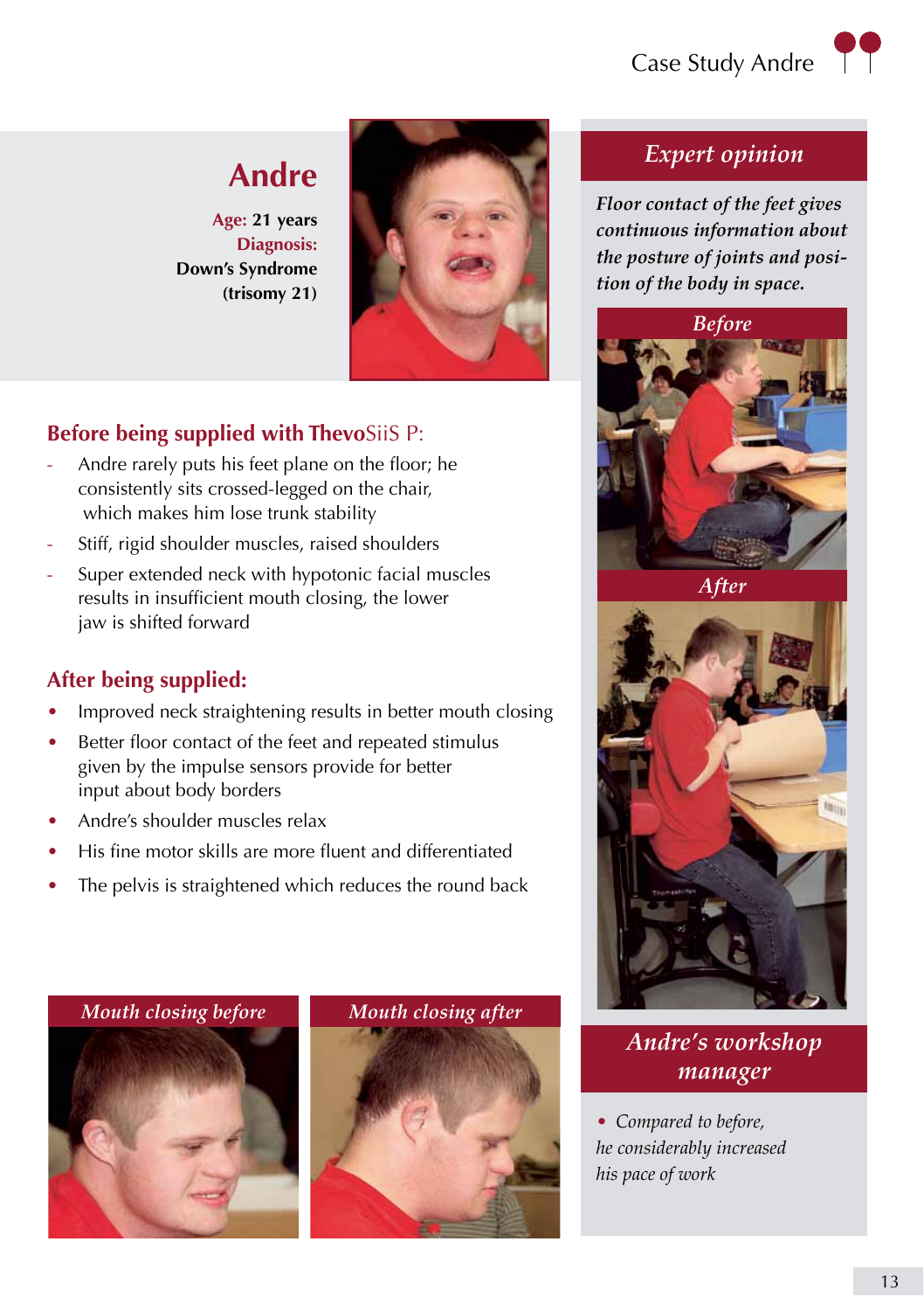# Andre

**Age:** 21 years
**Diagnosis:**
Down's Syndrome
(trisomy 21)

## Before being supplied with ThevoSiiS P:

- Andre rarely puts his feet plane on the floor; he consistently sits crossed-legged on the chair, which makes him lose trunk stability
- Stiff, rigid shoulder muscles, raised shoulders
- Super extended neck with hypotonic facial muscles results in insufficient mouth closing, the lower jaw is shifted forward

## After being supplied:

- Improved neck straightening results in better mouth closing
- Better floor contact of the feet and repeated stimulus given by the impulse sensors provide for better input about body borders
- Andre's shoulder muscles relax
- His fine motor skills are more fluent and differentiated
- The pelvis is straightened which reduces the round back

*Mouth closing before*

*Mouth closing after*

## *Expert opinion*

***Floor contact of the feet gives continuous information about the posture of joints and position of the body in space.***

*Before*

*After*

## *Andre's workshop manager*

- *Compared to before, he considerably increased his pace of work*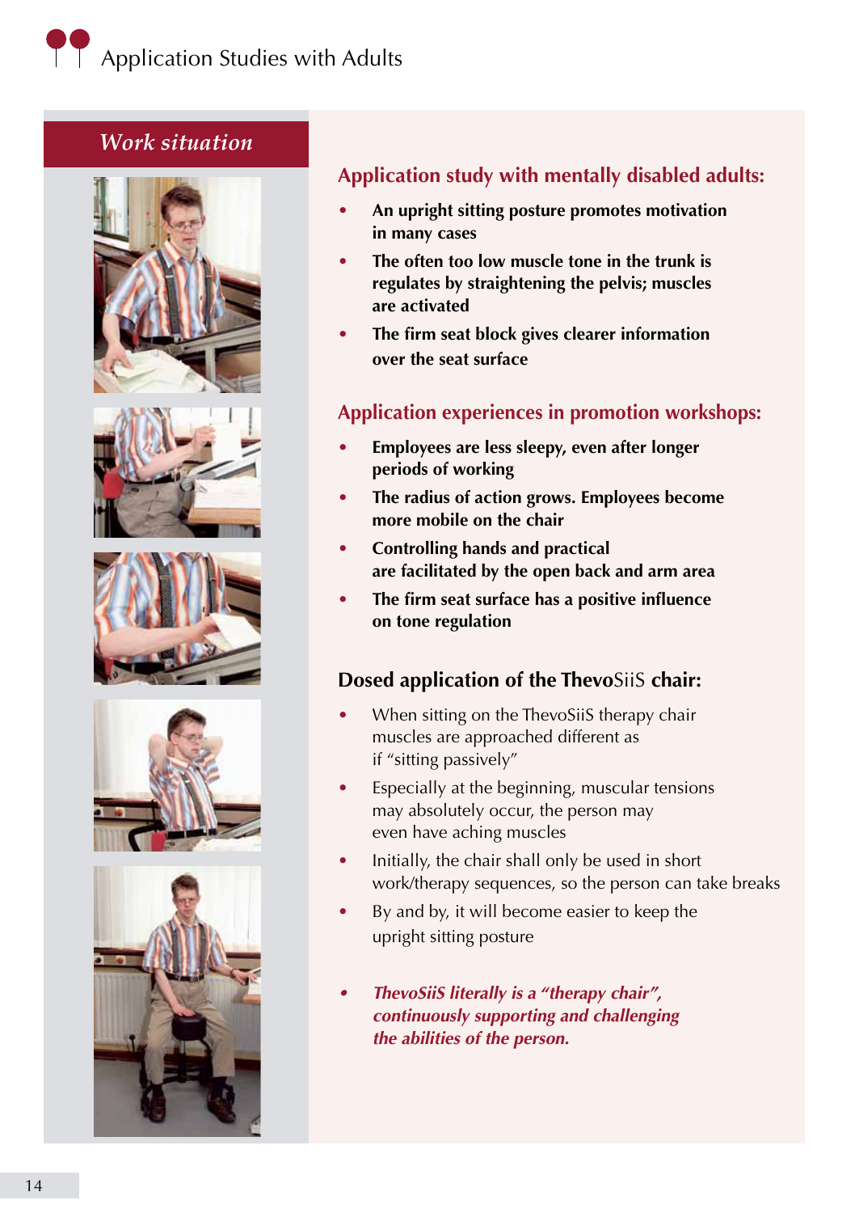## Work situation

## Application study with mentally disabled adults:

- **An upright sitting posture promotes motivation in many cases**
- **The often too low muscle tone in the trunk is regulates by straightening the pelvis; muscles are activated**
- **The firm seat block gives clearer information over the seat surface**

## Application experiences in promotion workshops:

- **Employees are less sleepy, even after longer periods of working**
- **The radius of action grows. Employees become more mobile on the chair**
- **Controlling hands and practical are facilitated by the open back and arm area**
- **The firm seat surface has a positive influence on tone regulation**

## Dosed application of the ThevoSiiS chair:

- When sitting on the ThevoSiiS therapy chair muscles are approached different as if "sitting passively"
- Especially at the beginning, muscular tensions may absolutely occur, the person may even have aching muscles
- Initially, the chair shall only be used in short work/therapy sequences, so the person can take breaks
- By and by, it will become easier to keep the upright sitting posture

- ***ThevoSiiS literally is a "therapy chair", continuously supporting and challenging the abilities of the person.***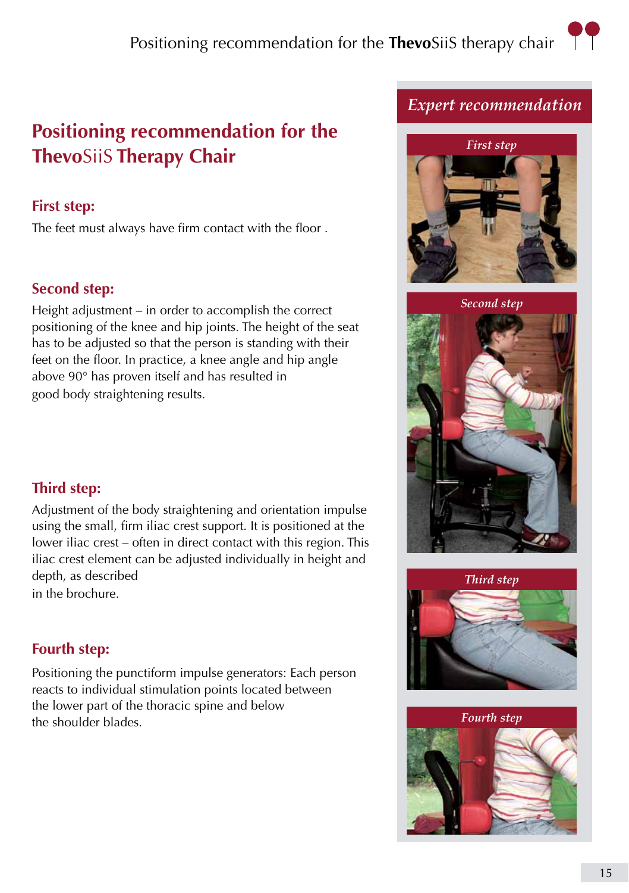# Positioning recommendation for the ThevoSiiS Therapy Chair

### First step:

The feet must always have firm contact with the floor .

### Second step:

Height adjustment – in order to accomplish the correct positioning of the knee and hip joints. The height of the seat has to be adjusted so that the person is standing with their feet on the floor. In practice, a knee angle and hip angle above 90° has proven itself and has resulted in good body straightening results.

### Third step:

Adjustment of the body straightening and orientation impulse using the small, firm iliac crest support. It is positioned at the lower iliac crest – often in direct contact with this region. This iliac crest element can be adjusted individually in height and depth, as described in the brochure.

### Fourth step:

Positioning the punctiform impulse generators: Each person reacts to individual stimulation points located between the lower part of the thoracic spine and below the shoulder blades.

## *Expert recommendation*

*First step*

*Second step*

*Third step*

*Fourth step*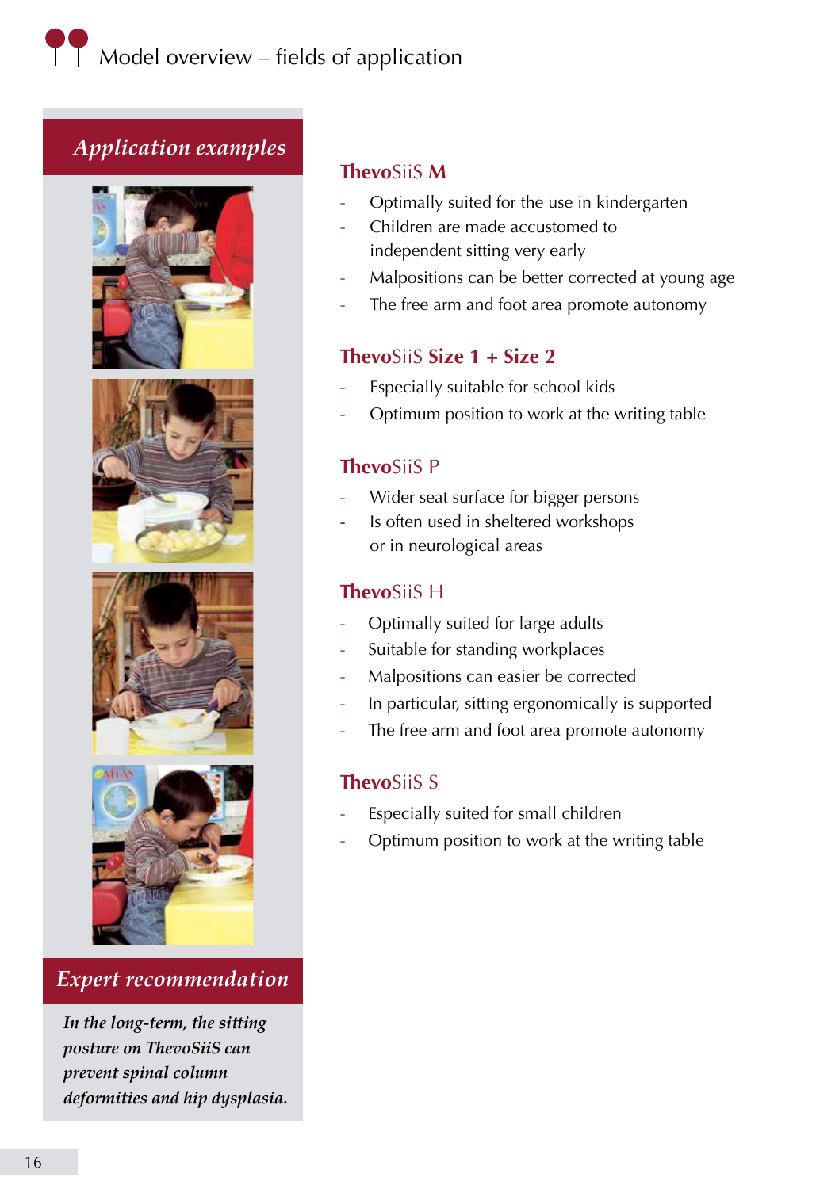# Model overview – fields of application

## *Application examples*

## *Expert recommendation*

*In the long-term, the sitting posture on ThevoSiiS can prevent spinal column deformities and hip dysplasia.*

### ThevoSiiS M

- Optimally suited for the use in kindergarten
- Children are made accustomed to independent sitting very early
- Malpositions can be better corrected at young age
- The free arm and foot area promote autonomy

### ThevoSiiS Size 1 + Size 2

- Especially suitable for school kids
- Optimum position to work at the writing table

### ThevoSiiS P

- Wider seat surface for bigger persons
- Is often used in sheltered workshops or in neurological areas

### ThevoSiiS H

- Optimally suited for large adults
- Suitable for standing workplaces
- Malpositions can easier be corrected
- In particular, sitting ergonomically is supported
- The free arm and foot area promote autonomy

### ThevoSiiS S

- Especially suited for small children
- Optimum position to work at the writing table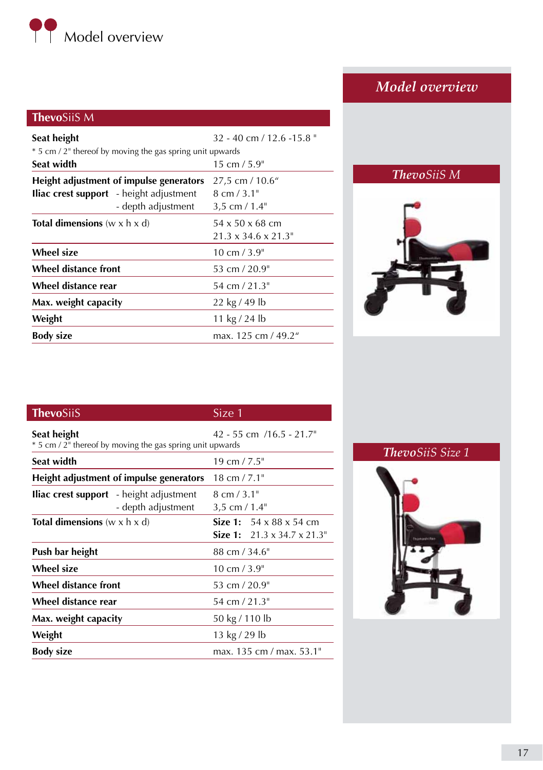# Model overview

## ThevoSiiS M

| **ThevoSiiS M** | |
|---|---|
| **Seat height** | 32 - 40 cm / 12.6 -15.8 " |
| * 5 cm / 2" thereof by moving the gas spring unit upwards | |
| **Seat width** | 15 cm / 5.9" |
| **Height adjustment of impulse generators** | 27,5 cm / 10.6“ |
| **Iliac crest support** - height adjustment | 8 cm / 3.1" |
| - depth adjustment | 3,5 cm / 1.4" |
| **Total dimensions** (w x h x d) | 54 x 50 x 68 cm<br>21.3 x 34.6 x 21.3" |
| **Wheel size** | 10 cm / 3.9" |
| **Wheel distance front** | 53 cm / 20.9" |
| **Wheel distance rear** | 54 cm / 21.3" |
| **Max. weight capacity** | 22 kg / 49 lb |
| **Weight** | 11 kg / 24 lb |
| **Body size** | max. 125 cm / 49.2“ |

## ThevoSiiS Size 1

| **ThevoSiiS** | Size 1 |
|---|---|
| **Seat height** | 42 - 55 cm /16.5 - 21.7" |
| * 5 cm / 2" thereof by moving the gas spring unit upwards | |
| **Seat width** | 19 cm / 7.5" |
| **Height adjustment of impulse generators** | 18 cm / 7.1" |
| **Iliac crest support** - height adjustment | 8 cm / 3.1" |
| - depth adjustment | 3,5 cm / 1.4" |
| **Total dimensions** (w x h x d) | **Size 1:** 54 x 88 x 54 cm<br>**Size 1:** 21.3 x 34.7 x 21.3" |
| **Push bar height** | 88 cm / 34.6" |
| **Wheel size** | 10 cm / 3.9" |
| **Wheel distance front** | 53 cm / 20.9" |
| **Wheel distance rear** | 54 cm / 21.3" |
| **Max. weight capacity** | 50 kg / 110 lb |
| **Weight** | 13 kg / 29 lb |
| **Body size** | max. 135 cm / max. 53.1" |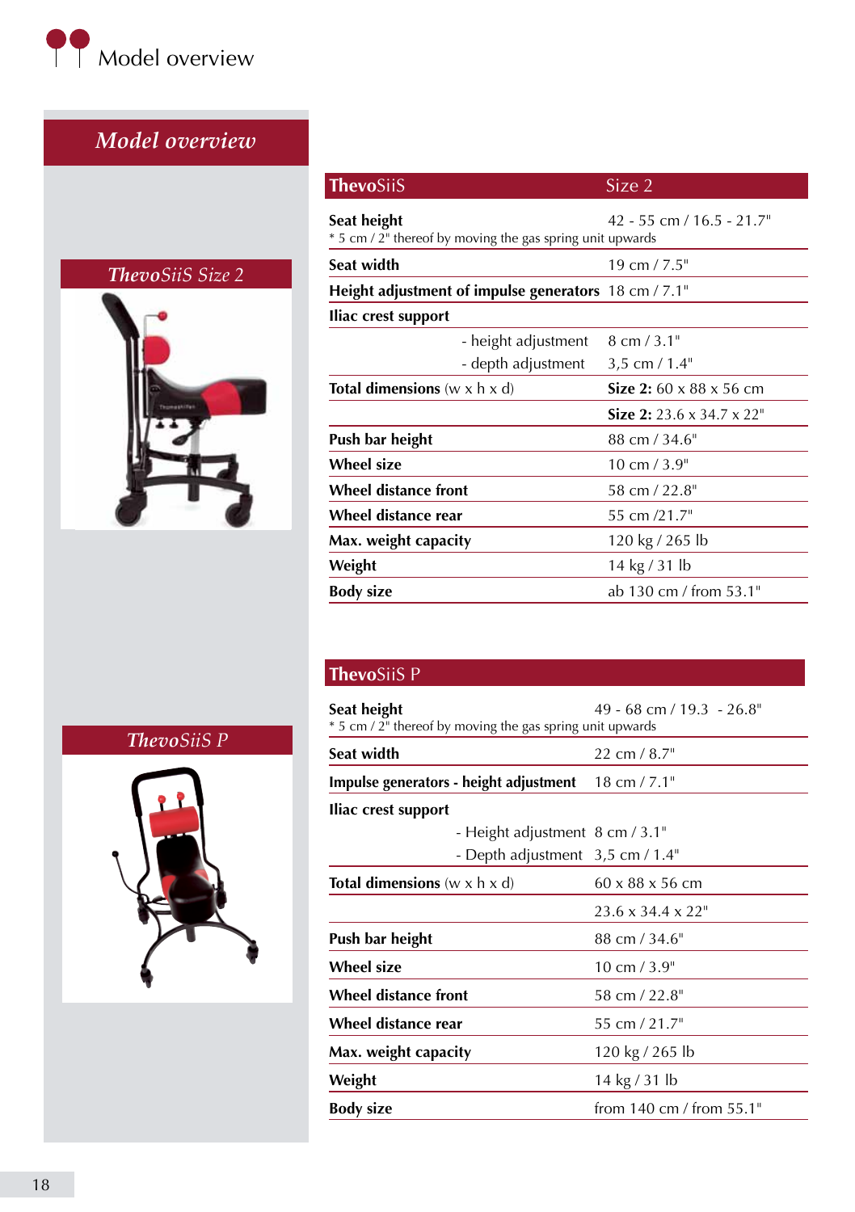# Model overview

## Model overview

### ThevoSiiS Size 2

| ThevoSiiS | Size 2 |
|---|---|
| **Seat height**<br>* 5 cm / 2" thereof by moving the gas spring unit upwards | 42 - 55 cm / 16.5 - 21.7" |
| **Seat width** | 19 cm / 7.5" |
| **Height adjustment of impulse generators** | 18 cm / 7.1" |
| **Iliac crest support** | |
| - height adjustment | 8 cm / 3.1" |
| - depth adjustment | 3,5 cm / 1.4" |
| **Total dimensions** (w x h x d) | **Size 2:** 60 x 88 x 56 cm |
| | **Size 2:** 23.6 x 34.7 x 22" |
| **Push bar height** | 88 cm / 34.6" |
| **Wheel size** | 10 cm / 3.9" |
| **Wheel distance front** | 58 cm / 22.8" |
| **Wheel distance rear** | 55 cm /21.7" |
| **Max. weight capacity** | 120 kg / 265 lb |
| **Weight** | 14 kg / 31 lb |
| **Body size** | ab 130 cm / from 53.1" |

### ThevoSiiS P

| ThevoSiiS P | |
|---|---|
| **Seat height**<br>* 5 cm / 2" thereof by moving the gas spring unit upwards | 49 - 68 cm / 19.3 - 26.8" |
| **Seat width** | 22 cm / 8.7" |
| **Impulse generators - height adjustment** | 18 cm / 7.1" |
| **Iliac crest support** | |
| - Height adjustment | 8 cm / 3.1" |
| - Depth adjustment | 3,5 cm / 1.4" |
| **Total dimensions** (w x h x d) | 60 x 88 x 56 cm |
| | 23.6 x 34.4 x 22" |
| **Push bar height** | 88 cm / 34.6" |
| **Wheel size** | 10 cm / 3.9" |
| **Wheel distance front** | 58 cm / 22.8" |
| **Wheel distance rear** | 55 cm / 21.7" |
| **Max. weight capacity** | 120 kg / 265 lb |
| **Weight** | 14 kg / 31 lb |
| **Body size** | from 140 cm / from 55.1" |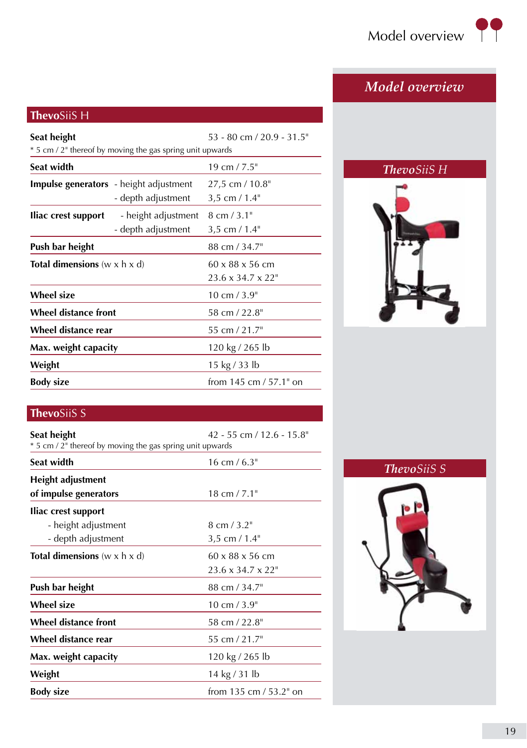# Model overview

## ThevoSiiS H

| | | |
|---|---|---|
| **Seat height** | | 53 - 80 cm / 20.9 - 31.5" |
| * 5 cm / 2" thereof by moving the gas spring unit upwards | | |
| **Seat width** | | 19 cm / 7.5" |
| **Impulse generators** | - height adjustment | 27,5 cm / 10.8" |
| | - depth adjustment | 3,5 cm / 1.4" |
| **Iliac crest support** | - height adjustment | 8 cm / 3.1" |
| | - depth adjustment | 3,5 cm / 1.4" |
| **Push bar height** | | 88 cm / 34.7" |
| **Total dimensions** (w x h x d) | | 60 x 88 x 56 cm<br>23.6 x 34.7 x 22" |
| **Wheel size** | | 10 cm / 3.9" |
| **Wheel distance front** | | 58 cm / 22.8" |
| **Wheel distance rear** | | 55 cm / 21.7" |
| **Max. weight capacity** | | 120 kg / 265 lb |
| **Weight** | | 15 kg / 33 lb |
| **Body size** | | from 145 cm / 57.1" on |

## ThevoSiiS S

| | |
|---|---|
| **Seat height** | 42 - 55 cm / 12.6 - 15.8" |
| * 5 cm / 2" thereof by moving the gas spring unit upwards | |
| **Seat width** | 16 cm / 6.3" |
| **Height adjustment of impulse generators** | 18 cm / 7.1" |
| **Iliac crest support** | |
| - height adjustment | 8 cm / 3.2" |
| - depth adjustment | 3,5 cm / 1.4" |
| **Total dimensions** (w x h x d) | 60 x 88 x 56 cm<br>23.6 x 34.7 x 22" |
| **Push bar height** | 88 cm / 34.7" |
| **Wheel size** | 10 cm / 3.9" |
| **Wheel distance front** | 58 cm / 22.8" |
| **Wheel distance rear** | 55 cm / 21.7" |
| **Max. weight capacity** | 120 kg / 265 lb |
| **Weight** | 14 kg / 31 lb |
| **Body size** | from 135 cm / 53.2" on |

*ThevoSiiS H*

*ThevoSiiS S*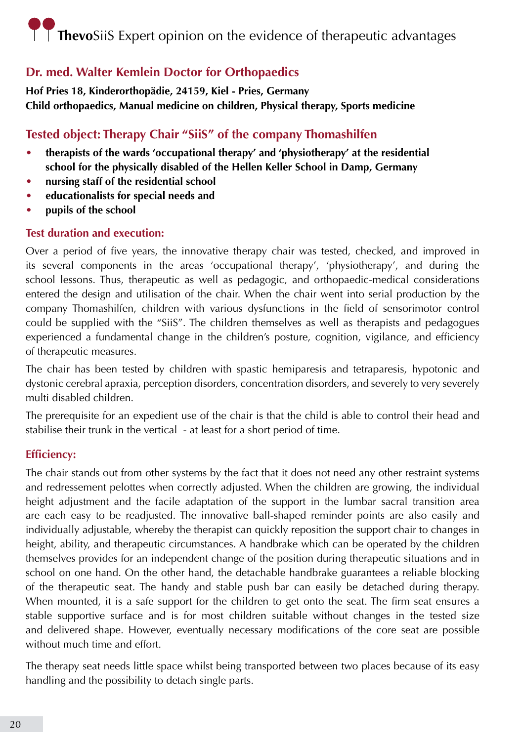# **Thevo**SiiS Expert opinion on the evidence of therapeutic advantages

## Dr. med. Walter Kemlein Doctor for Orthopaedics

**Hof Pries 18, Kinderorthopädie, 24159, Kiel - Pries, Germany**
**Child orthopaedics, Manual medicine on children, Physical therapy, Sports medicine**

## Tested object: Therapy Chair "SiiS" of the company Thomashilfen

- **therapists of the wards 'occupational therapy' and 'physiotherapy' at the residential school for the physically disabled of the Hellen Keller School in Damp, Germany**
- **nursing staff of the residential school**
- **educationalists for special needs and**
- **pupils of the school**

### Test duration and execution:

Over a period of five years, the innovative therapy chair was tested, checked, and improved in its several components in the areas 'occupational therapy', 'physiotherapy', and during the school lessons. Thus, therapeutic as well as pedagogic, and orthopaedic-medical considerations entered the design and utilisation of the chair. When the chair went into serial production by the company Thomashilfen, children with various dysfunctions in the field of sensorimotor control could be supplied with the "SiiS". The children themselves as well as therapists and pedagogues experienced a fundamental change in the children's posture, cognition, vigilance, and efficiency of therapeutic measures.

The chair has been tested by children with spastic hemiparesis and tetraparesis, hypotonic and dystonic cerebral apraxia, perception disorders, concentration disorders, and severely to very severely multi disabled children.

The prerequisite for an expedient use of the chair is that the child is able to control their head and stabilise their trunk in the vertical - at least for a short period of time.

### Efficiency:

The chair stands out from other systems by the fact that it does not need any other restraint systems and redressement pelottes when correctly adjusted. When the children are growing, the individual height adjustment and the facile adaptation of the support in the lumbar sacral transition area are each easy to be readjusted. The innovative ball-shaped reminder points are also easily and individually adjustable, whereby the therapist can quickly reposition the support chair to changes in height, ability, and therapeutic circumstances. A handbrake which can be operated by the children themselves provides for an independent change of the position during therapeutic situations and in school on one hand. On the other hand, the detachable handbrake guarantees a reliable blocking of the therapeutic seat. The handy and stable push bar can easily be detached during therapy. When mounted, it is a safe support for the children to get onto the seat. The firm seat ensures a stable supportive surface and is for most children suitable without changes in the tested size and delivered shape. However, eventually necessary modifications of the core seat are possible without much time and effort.

The therapy seat needs little space whilst being transported between two places because of its easy handling and the possibility to detach single parts.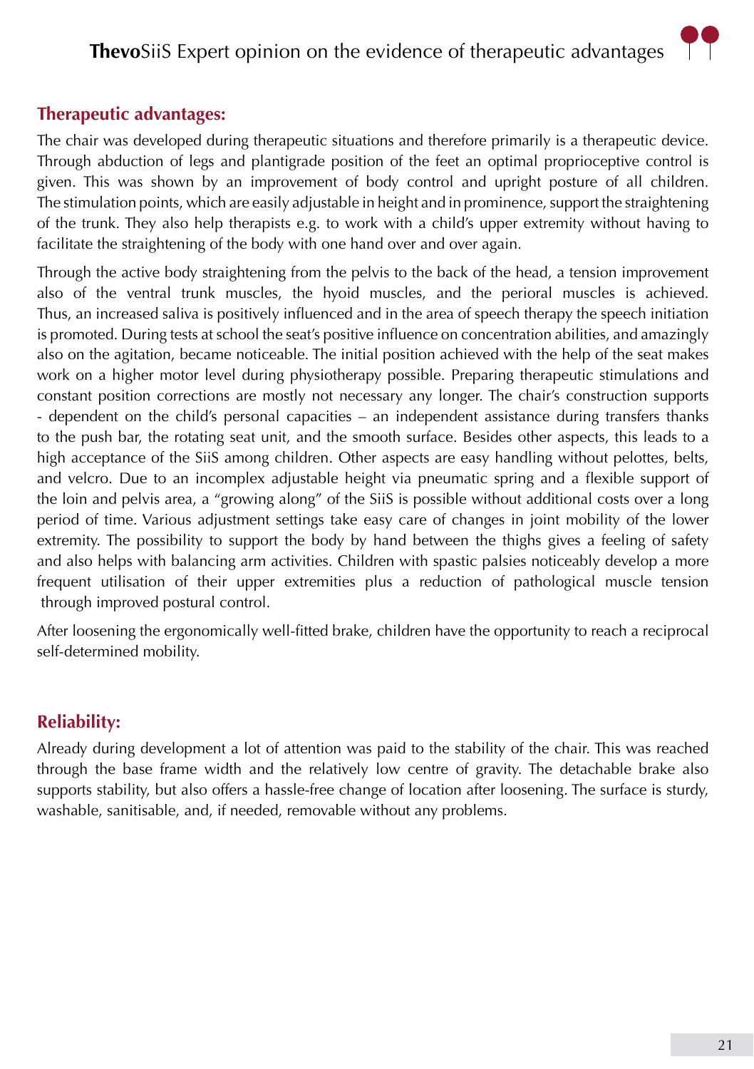## Therapeutic advantages:

The chair was developed during therapeutic situations and therefore primarily is a therapeutic device. Through abduction of legs and plantigrade position of the feet an optimal proprioceptive control is given. This was shown by an improvement of body control and upright posture of all children. The stimulation points, which are easily adjustable in height and in prominence, support the straightening of the trunk. They also help therapists e.g. to work with a child's upper extremity without having to facilitate the straightening of the body with one hand over and over again.

Through the active body straightening from the pelvis to the back of the head, a tension improvement also of the ventral trunk muscles, the hyoid muscles, and the perioral muscles is achieved. Thus, an increased saliva is positively influenced and in the area of speech therapy the speech initiation is promoted. During tests at school the seat's positive influence on concentration abilities, and amazingly also on the agitation, became noticeable. The initial position achieved with the help of the seat makes work on a higher motor level during physiotherapy possible. Preparing therapeutic stimulations and constant position corrections are mostly not necessary any longer. The chair's construction supports - dependent on the child's personal capacities – an independent assistance during transfers thanks to the push bar, the rotating seat unit, and the smooth surface. Besides other aspects, this leads to a high acceptance of the SiiS among children. Other aspects are easy handling without pelottes, belts, and velcro. Due to an incomplex adjustable height via pneumatic spring and a flexible support of the loin and pelvis area, a "growing along" of the SiiS is possible without additional costs over a long period of time. Various adjustment settings take easy care of changes in joint mobility of the lower extremity. The possibility to support the body by hand between the thighs gives a feeling of safety and also helps with balancing arm activities. Children with spastic palsies noticeably develop a more frequent utilisation of their upper extremities plus a reduction of pathological muscle tension through improved postural control.

After loosening the ergonomically well-fitted brake, children have the opportunity to reach a reciprocal self-determined mobility.

## Reliability:

Already during development a lot of attention was paid to the stability of the chair. This was reached through the base frame width and the relatively low centre of gravity. The detachable brake also supports stability, but also offers a hassle-free change of location after loosening. The surface is sturdy, washable, sanitisable, and, if needed, removable without any problems.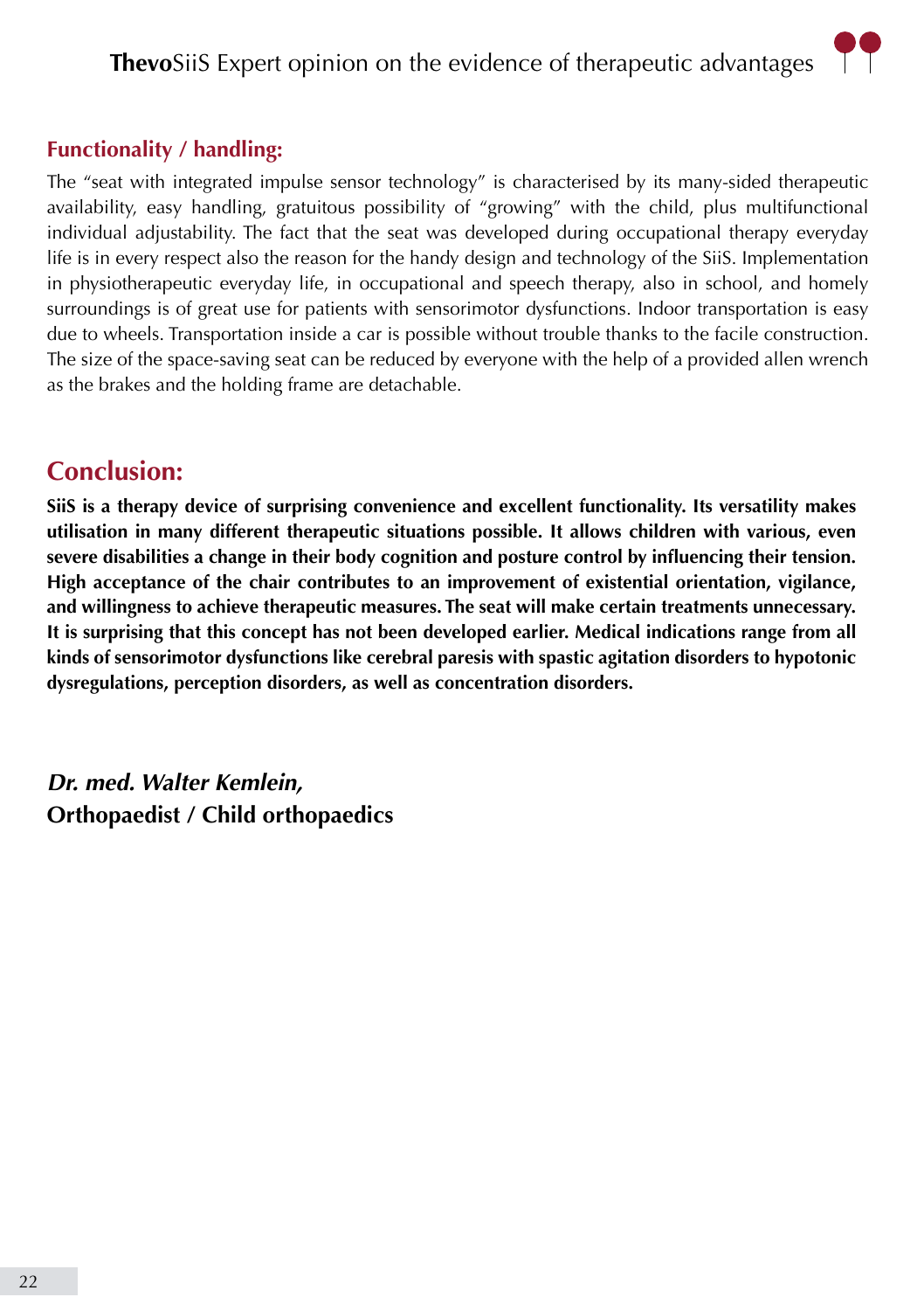## Functionality / handling:

The "seat with integrated impulse sensor technology" is characterised by its many-sided therapeutic availability, easy handling, gratuitous possibility of "growing" with the child, plus multifunctional individual adjustability. The fact that the seat was developed during occupational therapy everyday life is in every respect also the reason for the handy design and technology of the SiiS. Implementation in physiotherapeutic everyday life, in occupational and speech therapy, also in school, and homely surroundings is of great use for patients with sensorimotor dysfunctions. Indoor transportation is easy due to wheels. Transportation inside a car is possible without trouble thanks to the facile construction. The size of the space-saving seat can be reduced by everyone with the help of a provided allen wrench as the brakes and the holding frame are detachable.

## Conclusion:

**SiiS is a therapy device of surprising convenience and excellent functionality. Its versatility makes utilisation in many different therapeutic situations possible. It allows children with various, even severe disabilities a change in their body cognition and posture control by influencing their tension. High acceptance of the chair contributes to an improvement of existential orientation, vigilance, and willingness to achieve therapeutic measures. The seat will make certain treatments unnecessary. It is surprising that this concept has not been developed earlier. Medical indications range from all kinds of sensorimotor dysfunctions like cerebral paresis with spastic agitation disorders to hypotonic dysregulations, perception disorders, as well as concentration disorders.**

***Dr. med. Walter Kemlein,***
**Orthopaedist / Child orthopaedics**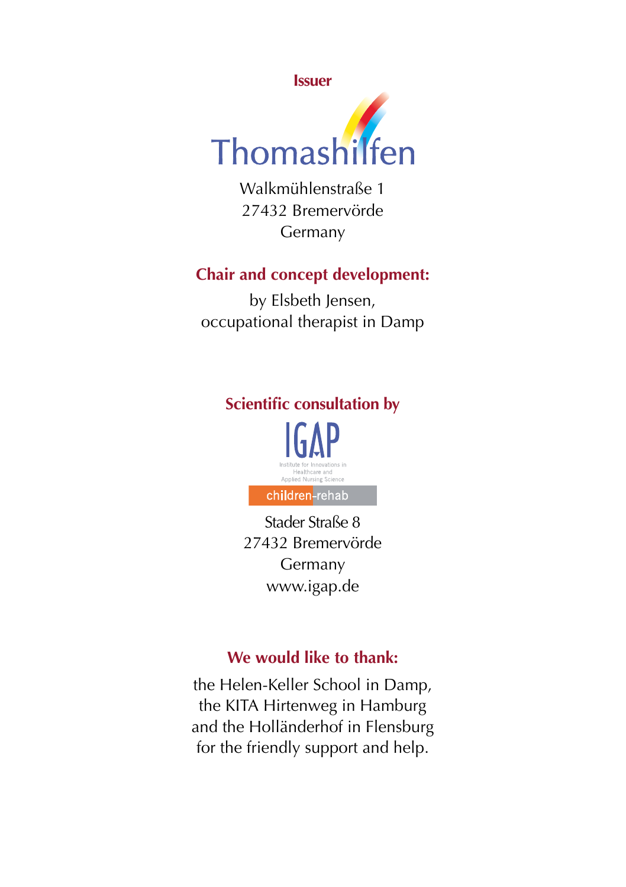## Issuer

Thomashilfen

Walkmühlenstraße 1
27432 Bremervörde
Germany

## Chair and concept development:

by Elsbeth Jensen,
occupational therapist in Damp

## Scientific consultation by

IGAP

Institute for Innovations in Healthcare and Applied Nursing Science

children-rehab

Stader Straße 8
27432 Bremervörde
Germany
www.igap.de

## We would like to thank:

the Helen-Keller School in Damp,
the KITA Hirtenweg in Hamburg
and the Holländerhof in Flensburg
for the friendly support and help.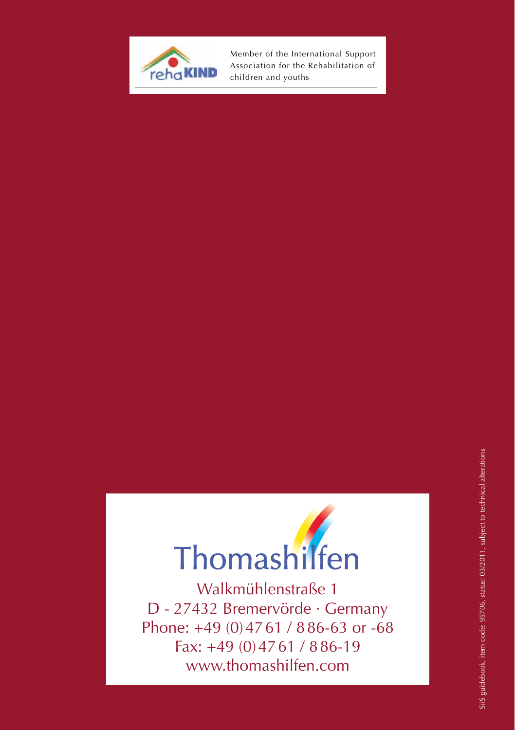rehaKIND

Member of the International Support Association for the Rehabilitation of children and youths

Thomashilfen

Walkmühlenstraße 1
D - 27432 Bremervörde · Germany
Phone: +49 (0) 47 61 / 8 86-63 or -68
Fax: +49 (0) 47 61 / 8 86-19
www.thomashilfen.com

SiiS guidebook, item code: 95706, status: 03/2011, subject to technical alterations